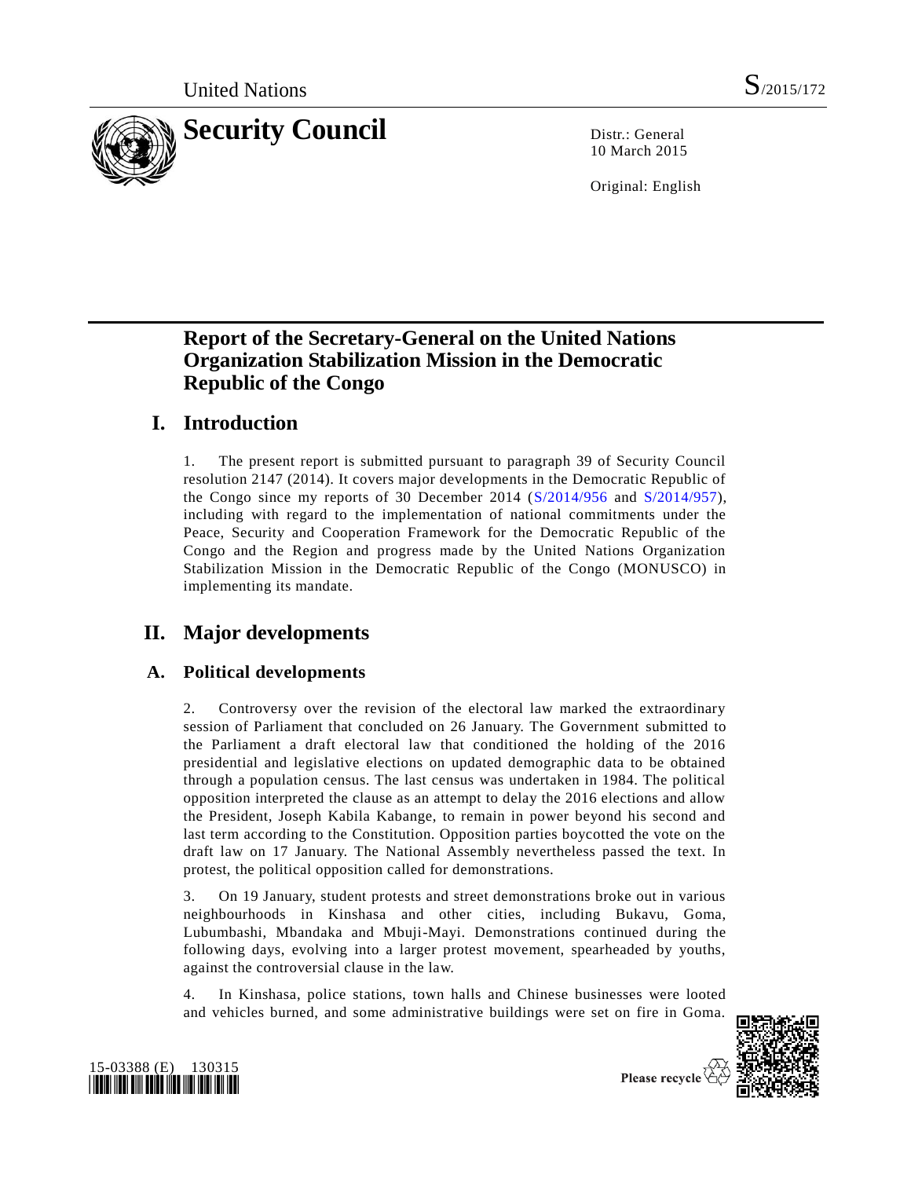United Nations S/2015/172

# Security Council

Distr.: General
10 March 2015

Original: English

## Report of the Secretary-General on the United Nations Organization Stabilization Mission in the Democratic Republic of the Congo

## I. Introduction

1. The present report is submitted pursuant to paragraph 39 of Security Council resolution 2147 (2014). It covers major developments in the Democratic Republic of the Congo since my reports of 30 December 2014 (S/2014/956 and S/2014/957), including with regard to the implementation of national commitments under the Peace, Security and Cooperation Framework for the Democratic Republic of the Congo and the Region and progress made by the United Nations Organization Stabilization Mission in the Democratic Republic of the Congo (MONUSCO) in implementing its mandate.

## II. Major developments

### A. Political developments

2. Controversy over the revision of the electoral law marked the extraordinary session of Parliament that concluded on 26 January. The Government submitted to the Parliament a draft electoral law that conditioned the holding of the 2016 presidential and legislative elections on updated demographic data to be obtained through a population census. The last census was undertaken in 1984. The political opposition interpreted the clause as an attempt to delay the 2016 elections and allow the President, Joseph Kabila Kabange, to remain in power beyond his second and last term according to the Constitution. Opposition parties boycotted the vote on the draft law on 17 January. The National Assembly nevertheless passed the text. In protest, the political opposition called for demonstrations.

3. On 19 January, student protests and street demonstrations broke out in various neighbourhoods in Kinshasa and other cities, including Bukavu, Goma, Lubumbashi, Mbandaka and Mbuji-Mayi. Demonstrations continued during the following days, evolving into a larger protest movement, spearheaded by youths, against the controversial clause in the law.

4. In Kinshasa, police stations, town halls and Chinese businesses were looted and vehicles burned, and some administrative buildings were set on fire in Goma.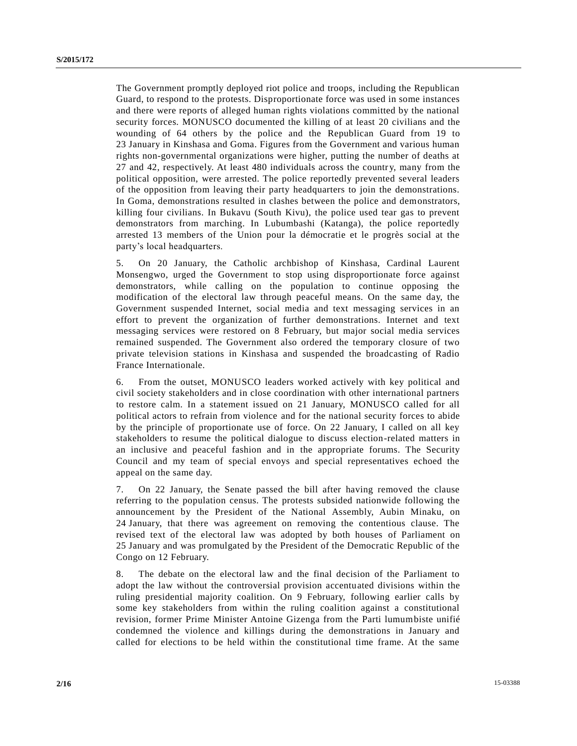The Government promptly deployed riot police and troops, including the Republican Guard, to respond to the protests. Disproportionate force was used in some instances and there were reports of alleged human rights violations committed by the national security forces. MONUSCO documented the killing of at least 20 civilians and the wounding of 64 others by the police and the Republican Guard from 19 to 23 January in Kinshasa and Goma. Figures from the Government and various human rights non-governmental organizations were higher, putting the number of deaths at 27 and 42, respectively. At least 480 individuals across the country, many from the political opposition, were arrested. The police reportedly prevented several leaders of the opposition from leaving their party headquarters to join the demonstrations. In Goma, demonstrations resulted in clashes between the police and demonstrators, killing four civilians. In Bukavu (South Kivu), the police used tear gas to prevent demonstrators from marching. In Lubumbashi (Katanga), the police reportedly arrested 13 members of the Union pour la démocratie et le progrès social at the party's local headquarters.

5. On 20 January, the Catholic archbishop of Kinshasa, Cardinal Laurent Monsengwo, urged the Government to stop using disproportionate force against demonstrators, while calling on the population to continue opposing the modification of the electoral law through peaceful means. On the same day, the Government suspended Internet, social media and text messaging services in an effort to prevent the organization of further demonstrations. Internet and text messaging services were restored on 8 February, but major social media services remained suspended. The Government also ordered the temporary closure of two private television stations in Kinshasa and suspended the broadcasting of Radio France Internationale.

6. From the outset, MONUSCO leaders worked actively with key political and civil society stakeholders and in close coordination with other international partners to restore calm. In a statement issued on 21 January, MONUSCO called for all political actors to refrain from violence and for the national security forces to abide by the principle of proportionate use of force. On 22 January, I called on all key stakeholders to resume the political dialogue to discuss election-related matters in an inclusive and peaceful fashion and in the appropriate forums. The Security Council and my team of special envoys and special representatives echoed the appeal on the same day.

7. On 22 January, the Senate passed the bill after having removed the clause referring to the population census. The protests subsided nationwide following the announcement by the President of the National Assembly, Aubin Minaku, on 24 January, that there was agreement on removing the contentious clause. The revised text of the electoral law was adopted by both houses of Parliament on 25 January and was promulgated by the President of the Democratic Republic of the Congo on 12 February.

8. The debate on the electoral law and the final decision of the Parliament to adopt the law without the controversial provision accentuated divisions within the ruling presidential majority coalition. On 9 February, following earlier calls by some key stakeholders from within the ruling coalition against a constitutional revision, former Prime Minister Antoine Gizenga from the Parti lumumbiste unifié condemned the violence and killings during the demonstrations in January and called for elections to be held within the constitutional time frame. At the same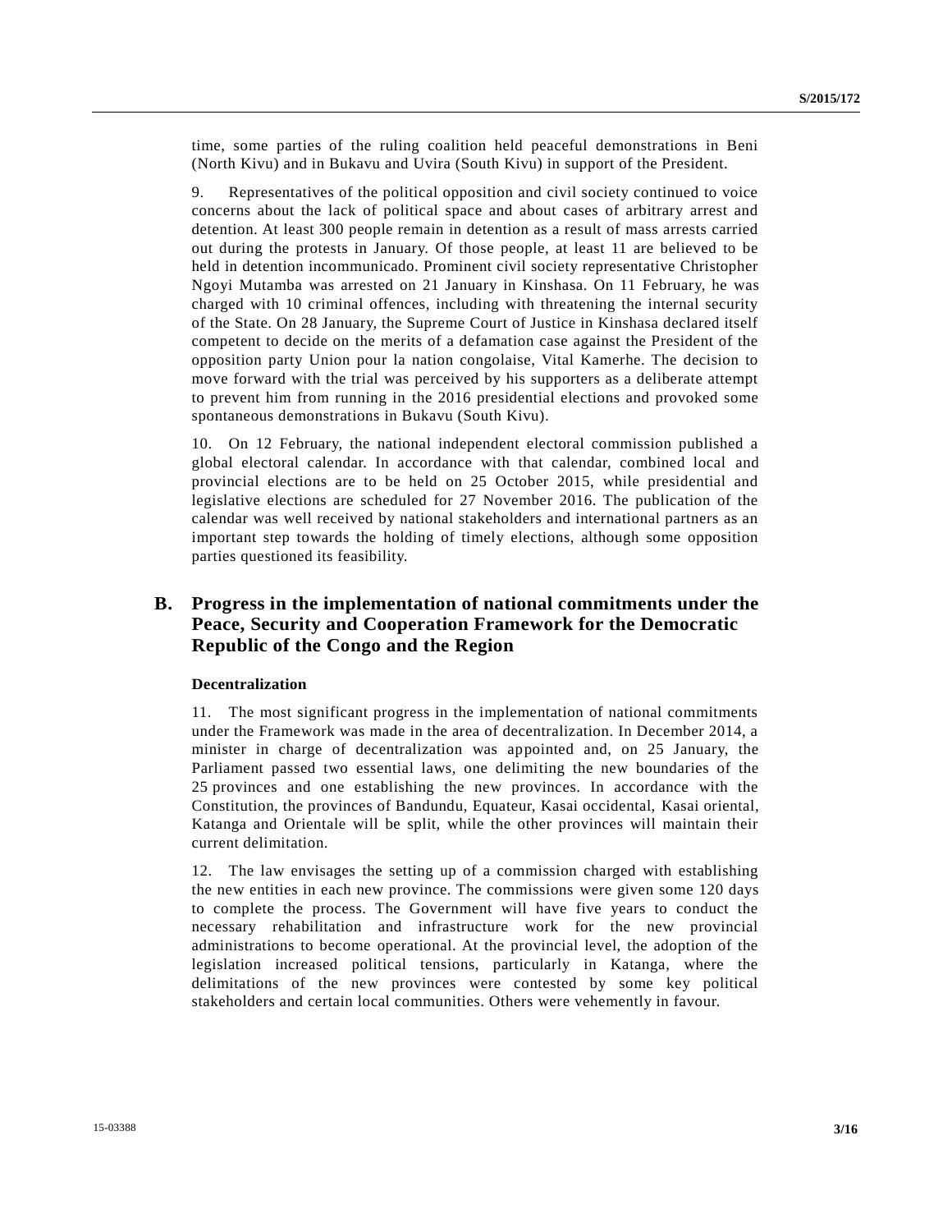time, some parties of the ruling coalition held peaceful demonstrations in Beni (North Kivu) and in Bukavu and Uvira (South Kivu) in support of the President.

9. Representatives of the political opposition and civil society continued to voice concerns about the lack of political space and about cases of arbitrary arrest and detention. At least 300 people remain in detention as a result of mass arrests carried out during the protests in January. Of those people, at least 11 are believed to be held in detention incommunicado. Prominent civil society representative Christopher Ngoyi Mutamba was arrested on 21 January in Kinshasa. On 11 February, he was charged with 10 criminal offences, including with threatening the internal security of the State. On 28 January, the Supreme Court of Justice in Kinshasa declared itself competent to decide on the merits of a defamation case against the President of the opposition party Union pour la nation congolaise, Vital Kamerhe. The decision to move forward with the trial was perceived by his supporters as a deliberate attempt to prevent him from running in the 2016 presidential elections and provoked some spontaneous demonstrations in Bukavu (South Kivu).

10. On 12 February, the national independent electoral commission published a global electoral calendar. In accordance with that calendar, combined local and provincial elections are to be held on 25 October 2015, while presidential and legislative elections are scheduled for 27 November 2016. The publication of the calendar was well received by national stakeholders and international partners as an important step towards the holding of timely elections, although some opposition parties questioned its feasibility.

## B. Progress in the implementation of national commitments under the Peace, Security and Cooperation Framework for the Democratic Republic of the Congo and the Region

### Decentralization

11. The most significant progress in the implementation of national commitments under the Framework was made in the area of decentralization. In December 2014, a minister in charge of decentralization was appointed and, on 25 January, the Parliament passed two essential laws, one delimiting the new boundaries of the 25 provinces and one establishing the new provinces. In accordance with the Constitution, the provinces of Bandundu, Equateur, Kasai occidental, Kasai oriental, Katanga and Orientale will be split, while the other provinces will maintain their current delimitation.

12. The law envisages the setting up of a commission charged with establishing the new entities in each new province. The commissions were given some 120 days to complete the process. The Government will have five years to conduct the necessary rehabilitation and infrastructure work for the new provincial administrations to become operational. At the provincial level, the adoption of the legislation increased political tensions, particularly in Katanga, where the delimitations of the new provinces were contested by some key political stakeholders and certain local communities. Others were vehemently in favour.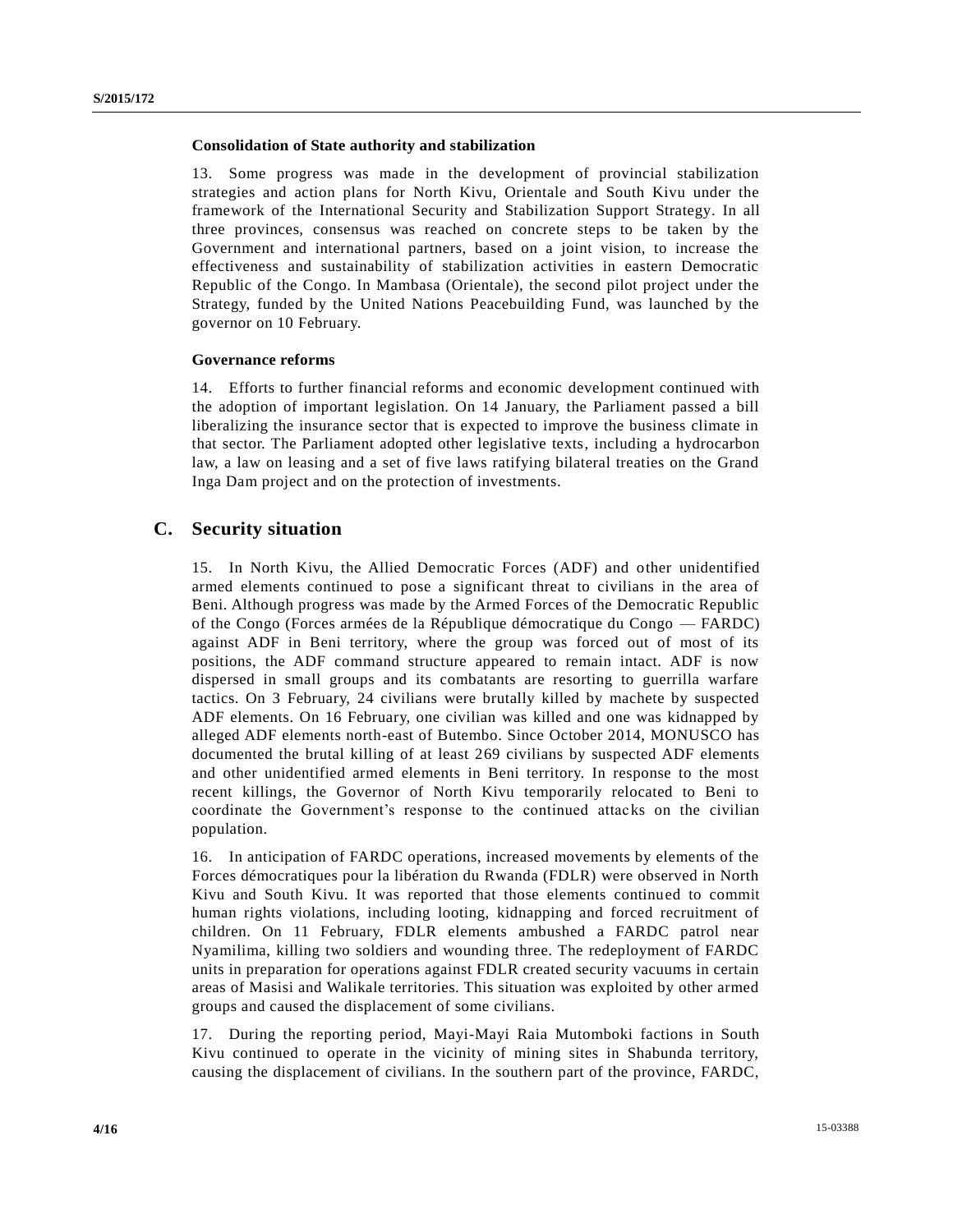**Consolidation of State authority and stabilization**

13. Some progress was made in the development of provincial stabilization strategies and action plans for North Kivu, Orientale and South Kivu under the framework of the International Security and Stabilization Support Strategy. In all three provinces, consensus was reached on concrete steps to be taken by the Government and international partners, based on a joint vision, to increase the effectiveness and sustainability of stabilization activities in eastern Democratic Republic of the Congo. In Mambasa (Orientale), the second pilot project under the Strategy, funded by the United Nations Peacebuilding Fund, was launched by the governor on 10 February.

**Governance reforms**

14. Efforts to further financial reforms and economic development continued with the adoption of important legislation. On 14 January, the Parliament passed a bill liberalizing the insurance sector that is expected to improve the business climate in that sector. The Parliament adopted other legislative texts, including a hydrocarbon law, a law on leasing and a set of five laws ratifying bilateral treaties on the Grand Inga Dam project and on the protection of investments.

## C. Security situation

15. In North Kivu, the Allied Democratic Forces (ADF) and other unidentified armed elements continued to pose a significant threat to civilians in the area of Beni. Although progress was made by the Armed Forces of the Democratic Republic of the Congo (Forces armées de la République démocratique du Congo — FARDC) against ADF in Beni territory, where the group was forced out of most of its positions, the ADF command structure appeared to remain intact. ADF is now dispersed in small groups and its combatants are resorting to guerrilla warfare tactics. On 3 February, 24 civilians were brutally killed by machete by suspected ADF elements. On 16 February, one civilian was killed and one was kidnapped by alleged ADF elements north-east of Butembo. Since October 2014, MONUSCO has documented the brutal killing of at least 269 civilians by suspected ADF elements and other unidentified armed elements in Beni territory. In response to the most recent killings, the Governor of North Kivu temporarily relocated to Beni to coordinate the Government's response to the continued attacks on the civilian population.

16. In anticipation of FARDC operations, increased movements by elements of the Forces démocratiques pour la libération du Rwanda (FDLR) were observed in North Kivu and South Kivu. It was reported that those elements continued to commit human rights violations, including looting, kidnapping and forced recruitment of children. On 11 February, FDLR elements ambushed a FARDC patrol near Nyamilima, killing two soldiers and wounding three. The redeployment of FARDC units in preparation for operations against FDLR created security vacuums in certain areas of Masisi and Walikale territories. This situation was exploited by other armed groups and caused the displacement of some civilians.

17. During the reporting period, Mayi-Mayi Raia Mutomboki factions in South Kivu continued to operate in the vicinity of mining sites in Shabunda territory, causing the displacement of civilians. In the southern part of the province, FARDC,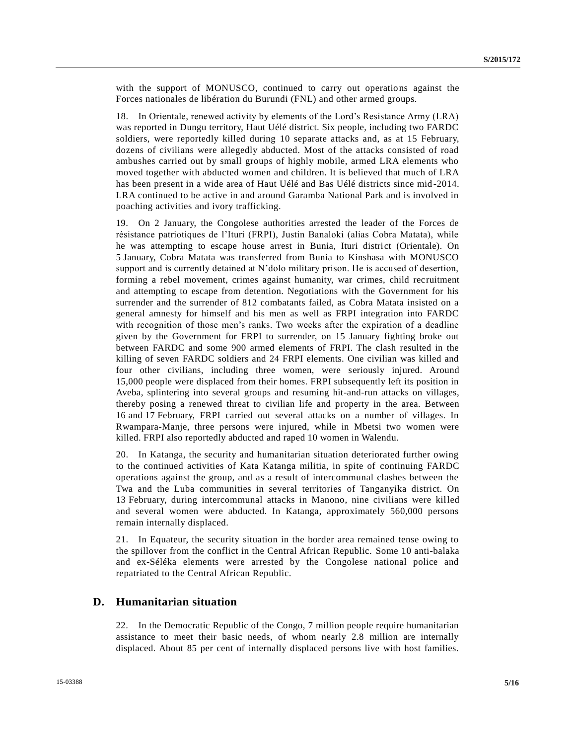with the support of MONUSCO, continued to carry out operations against the Forces nationales de libération du Burundi (FNL) and other armed groups.

18. In Orientale, renewed activity by elements of the Lord's Resistance Army (LRA) was reported in Dungu territory, Haut Uélé district. Six people, including two FARDC soldiers, were reportedly killed during 10 separate attacks and, as at 15 February, dozens of civilians were allegedly abducted. Most of the attacks consisted of road ambushes carried out by small groups of highly mobile, armed LRA elements who moved together with abducted women and children. It is believed that much of LRA has been present in a wide area of Haut Uélé and Bas Uélé districts since mid-2014. LRA continued to be active in and around Garamba National Park and is involved in poaching activities and ivory trafficking.

19. On 2 January, the Congolese authorities arrested the leader of the Forces de résistance patriotiques de l'Ituri (FRPI), Justin Banaloki (alias Cobra Matata), while he was attempting to escape house arrest in Bunia, Ituri district (Orientale). On 5 January, Cobra Matata was transferred from Bunia to Kinshasa with MONUSCO support and is currently detained at N'dolo military prison. He is accused of desertion, forming a rebel movement, crimes against humanity, war crimes, child recruitment and attempting to escape from detention. Negotiations with the Government for his surrender and the surrender of 812 combatants failed, as Cobra Matata insisted on a general amnesty for himself and his men as well as FRPI integration into FARDC with recognition of those men's ranks. Two weeks after the expiration of a deadline given by the Government for FRPI to surrender, on 15 January fighting broke out between FARDC and some 900 armed elements of FRPI. The clash resulted in the killing of seven FARDC soldiers and 24 FRPI elements. One civilian was killed and four other civilians, including three women, were seriously injured. Around 15,000 people were displaced from their homes. FRPI subsequently left its position in Aveba, splintering into several groups and resuming hit-and-run attacks on villages, thereby posing a renewed threat to civilian life and property in the area. Between 16 and 17 February, FRPI carried out several attacks on a number of villages. In Rwampara-Manje, three persons were injured, while in Mbetsi two women were killed. FRPI also reportedly abducted and raped 10 women in Walendu.

20. In Katanga, the security and humanitarian situation deteriorated further owing to the continued activities of Kata Katanga militia, in spite of continuing FARDC operations against the group, and as a result of intercommunal clashes between the Twa and the Luba communities in several territories of Tanganyika district. On 13 February, during intercommunal attacks in Manono, nine civilians were killed and several women were abducted. In Katanga, approximately 560,000 persons remain internally displaced.

21. In Equateur, the security situation in the border area remained tense owing to the spillover from the conflict in the Central African Republic. Some 10 anti-balaka and ex-Séléka elements were arrested by the Congolese national police and repatriated to the Central African Republic.

## D. Humanitarian situation

22. In the Democratic Republic of the Congo, 7 million people require humanitarian assistance to meet their basic needs, of whom nearly 2.8 million are internally displaced. About 85 per cent of internally displaced persons live with host families.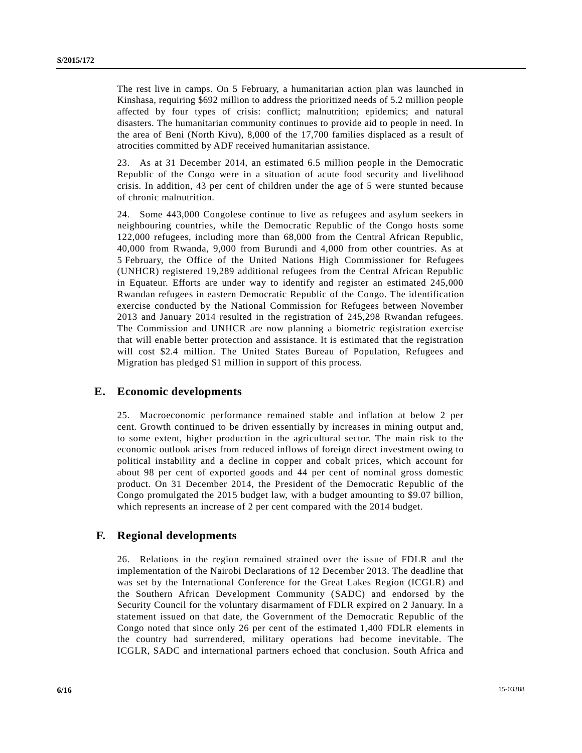The rest live in camps. On 5 February, a humanitarian action plan was launched in Kinshasa, requiring $692 million to address the prioritized needs of 5.2 million people affected by four types of crisis: conflict; malnutrition; epidemics; and natural disasters. The humanitarian community continues to provide aid to people in need. In the area of Beni (North Kivu), 8,000 of the 17,700 families displaced as a result of atrocities committed by ADF received humanitarian assistance.

23. As at 31 December 2014, an estimated 6.5 million people in the Democratic Republic of the Congo were in a situation of acute food security and livelihood crisis. In addition, 43 per cent of children under the age of 5 were stunted because of chronic malnutrition.

24. Some 443,000 Congolese continue to live as refugees and asylum seekers in neighbouring countries, while the Democratic Republic of the Congo hosts some 122,000 refugees, including more than 68,000 from the Central African Republic, 40,000 from Rwanda, 9,000 from Burundi and 4,000 from other countries. As at 5 February, the Office of the United Nations High Commissioner for Refugees (UNHCR) registered 19,289 additional refugees from the Central African Republic in Equateur. Efforts are under way to identify and register an estimated 245,000 Rwandan refugees in eastern Democratic Republic of the Congo. The identification exercise conducted by the National Commission for Refugees between November 2013 and January 2014 resulted in the registration of 245,298 Rwandan refugees. The Commission and UNHCR are now planning a biometric registration exercise that will enable better protection and assistance. It is estimated that the registration will cost $2.4 million. The United States Bureau of Population, Refugees and Migration has pledged $1 million in support of this process.

## E. Economic developments

25. Macroeconomic performance remained stable and inflation at below 2 per cent. Growth continued to be driven essentially by increases in mining output and, to some extent, higher production in the agricultural sector. The main risk to the economic outlook arises from reduced inflows of foreign direct investment owing to political instability and a decline in copper and cobalt prices, which account for about 98 per cent of exported goods and 44 per cent of nominal gross domestic product. On 31 December 2014, the President of the Democratic Republic of the Congo promulgated the 2015 budget law, with a budget amounting to $9.07 billion, which represents an increase of 2 per cent compared with the 2014 budget.

## F. Regional developments

26. Relations in the region remained strained over the issue of FDLR and the implementation of the Nairobi Declarations of 12 December 2013. The deadline that was set by the International Conference for the Great Lakes Region (ICGLR) and the Southern African Development Community (SADC) and endorsed by the Security Council for the voluntary disarmament of FDLR expired on 2 January. In a statement issued on that date, the Government of the Democratic Republic of the Congo noted that since only 26 per cent of the estimated 1,400 FDLR elements in the country had surrendered, military operations had become inevitable. The ICGLR, SADC and international partners echoed that conclusion. South Africa and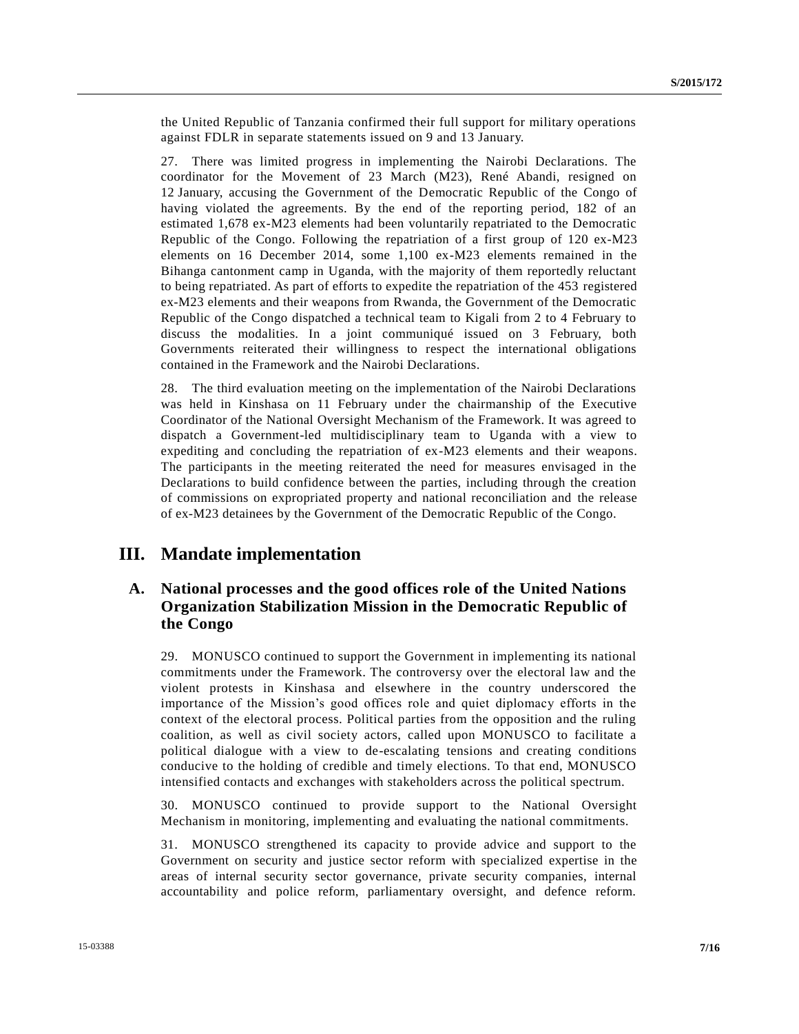the United Republic of Tanzania confirmed their full support for military operations against FDLR in separate statements issued on 9 and 13 January.

27. There was limited progress in implementing the Nairobi Declarations. The coordinator for the Movement of 23 March (M23), René Abandi, resigned on 12 January, accusing the Government of the Democratic Republic of the Congo of having violated the agreements. By the end of the reporting period, 182 of an estimated 1,678 ex-M23 elements had been voluntarily repatriated to the Democratic Republic of the Congo. Following the repatriation of a first group of 120 ex-M23 elements on 16 December 2014, some 1,100 ex-M23 elements remained in the Bihanga cantonment camp in Uganda, with the majority of them reportedly reluctant to being repatriated. As part of efforts to expedite the repatriation of the 453 registered ex-M23 elements and their weapons from Rwanda, the Government of the Democratic Republic of the Congo dispatched a technical team to Kigali from 2 to 4 February to discuss the modalities. In a joint communiqué issued on 3 February, both Governments reiterated their willingness to respect the international obligations contained in the Framework and the Nairobi Declarations.

28. The third evaluation meeting on the implementation of the Nairobi Declarations was held in Kinshasa on 11 February under the chairmanship of the Executive Coordinator of the National Oversight Mechanism of the Framework. It was agreed to dispatch a Government-led multidisciplinary team to Uganda with a view to expediting and concluding the repatriation of ex-M23 elements and their weapons. The participants in the meeting reiterated the need for measures envisaged in the Declarations to build confidence between the parties, including through the creation of commissions on expropriated property and national reconciliation and the release of ex-M23 detainees by the Government of the Democratic Republic of the Congo.

# III. Mandate implementation

## A. National processes and the good offices role of the United Nations Organization Stabilization Mission in the Democratic Republic of the Congo

29. MONUSCO continued to support the Government in implementing its national commitments under the Framework. The controversy over the electoral law and the violent protests in Kinshasa and elsewhere in the country underscored the importance of the Mission's good offices role and quiet diplomacy efforts in the context of the electoral process. Political parties from the opposition and the ruling coalition, as well as civil society actors, called upon MONUSCO to facilitate a political dialogue with a view to de-escalating tensions and creating conditions conducive to the holding of credible and timely elections. To that end, MONUSCO intensified contacts and exchanges with stakeholders across the political spectrum.

30. MONUSCO continued to provide support to the National Oversight Mechanism in monitoring, implementing and evaluating the national commitments.

31. MONUSCO strengthened its capacity to provide advice and support to the Government on security and justice sector reform with specialized expertise in the areas of internal security sector governance, private security companies, internal accountability and police reform, parliamentary oversight, and defence reform.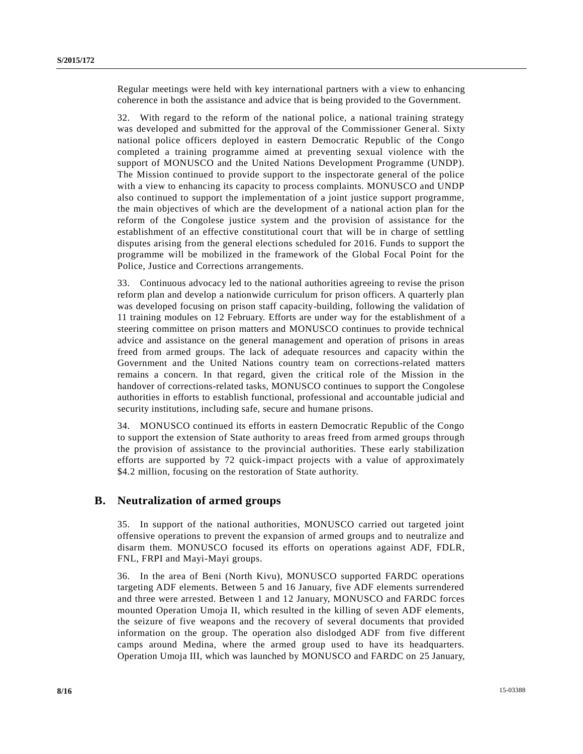Regular meetings were held with key international partners with a view to enhancing coherence in both the assistance and advice that is being provided to the Government.

32. With regard to the reform of the national police, a national training strategy was developed and submitted for the approval of the Commissioner General. Sixty national police officers deployed in eastern Democratic Republic of the Congo completed a training programme aimed at preventing sexual violence with the support of MONUSCO and the United Nations Development Programme (UNDP). The Mission continued to provide support to the inspectorate general of the police with a view to enhancing its capacity to process complaints. MONUSCO and UNDP also continued to support the implementation of a joint justice support programme, the main objectives of which are the development of a national action plan for the reform of the Congolese justice system and the provision of assistance for the establishment of an effective constitutional court that will be in charge of settling disputes arising from the general elections scheduled for 2016. Funds to support the programme will be mobilized in the framework of the Global Focal Point for the Police, Justice and Corrections arrangements.

33. Continuous advocacy led to the national authorities agreeing to revise the prison reform plan and develop a nationwide curriculum for prison officers. A quarterly plan was developed focusing on prison staff capacity-building, following the validation of 11 training modules on 12 February. Efforts are under way for the establishment of a steering committee on prison matters and MONUSCO continues to provide technical advice and assistance on the general management and operation of prisons in areas freed from armed groups. The lack of adequate resources and capacity within the Government and the United Nations country team on corrections-related matters remains a concern. In that regard, given the critical role of the Mission in the handover of corrections-related tasks, MONUSCO continues to support the Congolese authorities in efforts to establish functional, professional and accountable judicial and security institutions, including safe, secure and humane prisons.

34. MONUSCO continued its efforts in eastern Democratic Republic of the Congo to support the extension of State authority to areas freed from armed groups through the provision of assistance to the provincial authorities. These early stabilization efforts are supported by 72 quick-impact projects with a value of approximately $4.2 million, focusing on the restoration of State authority.

## B. Neutralization of armed groups

35. In support of the national authorities, MONUSCO carried out targeted joint offensive operations to prevent the expansion of armed groups and to neutralize and disarm them. MONUSCO focused its efforts on operations against ADF, FDLR, FNL, FRPI and Mayi-Mayi groups.

36. In the area of Beni (North Kivu), MONUSCO supported FARDC operations targeting ADF elements. Between 5 and 16 January, five ADF elements surrendered and three were arrested. Between 1 and 12 January, MONUSCO and FARDC forces mounted Operation Umoja II, which resulted in the killing of seven ADF elements, the seizure of five weapons and the recovery of several documents that provided information on the group. The operation also dislodged ADF from five different camps around Medina, where the armed group used to have its headquarters. Operation Umoja III, which was launched by MONUSCO and FARDC on 25 January,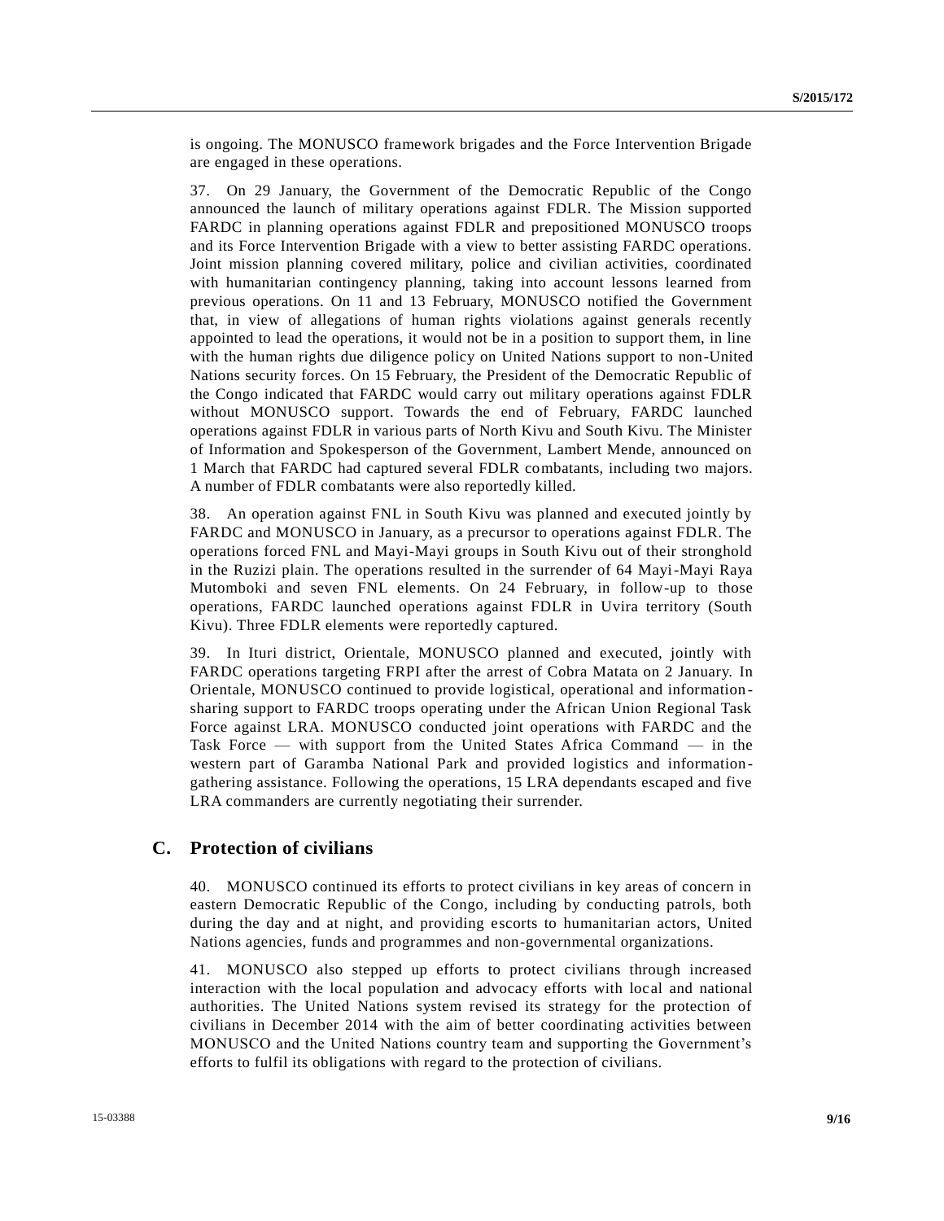is ongoing. The MONUSCO framework brigades and the Force Intervention Brigade are engaged in these operations.

37. On 29 January, the Government of the Democratic Republic of the Congo announced the launch of military operations against FDLR. The Mission supported FARDC in planning operations against FDLR and prepositioned MONUSCO troops and its Force Intervention Brigade with a view to better assisting FARDC operations. Joint mission planning covered military, police and civilian activities, coordinated with humanitarian contingency planning, taking into account lessons learned from previous operations. On 11 and 13 February, MONUSCO notified the Government that, in view of allegations of human rights violations against generals recently appointed to lead the operations, it would not be in a position to support them, in line with the human rights due diligence policy on United Nations support to non-United Nations security forces. On 15 February, the President of the Democratic Republic of the Congo indicated that FARDC would carry out military operations against FDLR without MONUSCO support. Towards the end of February, FARDC launched operations against FDLR in various parts of North Kivu and South Kivu. The Minister of Information and Spokesperson of the Government, Lambert Mende, announced on 1 March that FARDC had captured several FDLR combatants, including two majors. A number of FDLR combatants were also reportedly killed.

38. An operation against FNL in South Kivu was planned and executed jointly by FARDC and MONUSCO in January, as a precursor to operations against FDLR. The operations forced FNL and Mayi-Mayi groups in South Kivu out of their stronghold in the Ruzizi plain. The operations resulted in the surrender of 64 Mayi-Mayi Raya Mutomboki and seven FNL elements. On 24 February, in follow-up to those operations, FARDC launched operations against FDLR in Uvira territory (South Kivu). Three FDLR elements were reportedly captured.

39. In Ituri district, Orientale, MONUSCO planned and executed, jointly with FARDC operations targeting FRPI after the arrest of Cobra Matata on 2 January. In Orientale, MONUSCO continued to provide logistical, operational and information-sharing support to FARDC troops operating under the African Union Regional Task Force against LRA. MONUSCO conducted joint operations with FARDC and the Task Force — with support from the United States Africa Command — in the western part of Garamba National Park and provided logistics and information-gathering assistance. Following the operations, 15 LRA dependants escaped and five LRA commanders are currently negotiating their surrender.

## C. Protection of civilians

40. MONUSCO continued its efforts to protect civilians in key areas of concern in eastern Democratic Republic of the Congo, including by conducting patrols, both during the day and at night, and providing escorts to humanitarian actors, United Nations agencies, funds and programmes and non-governmental organizations.

41. MONUSCO also stepped up efforts to protect civilians through increased interaction with the local population and advocacy efforts with local and national authorities. The United Nations system revised its strategy for the protection of civilians in December 2014 with the aim of better coordinating activities between MONUSCO and the United Nations country team and supporting the Government's efforts to fulfil its obligations with regard to the protection of civilians.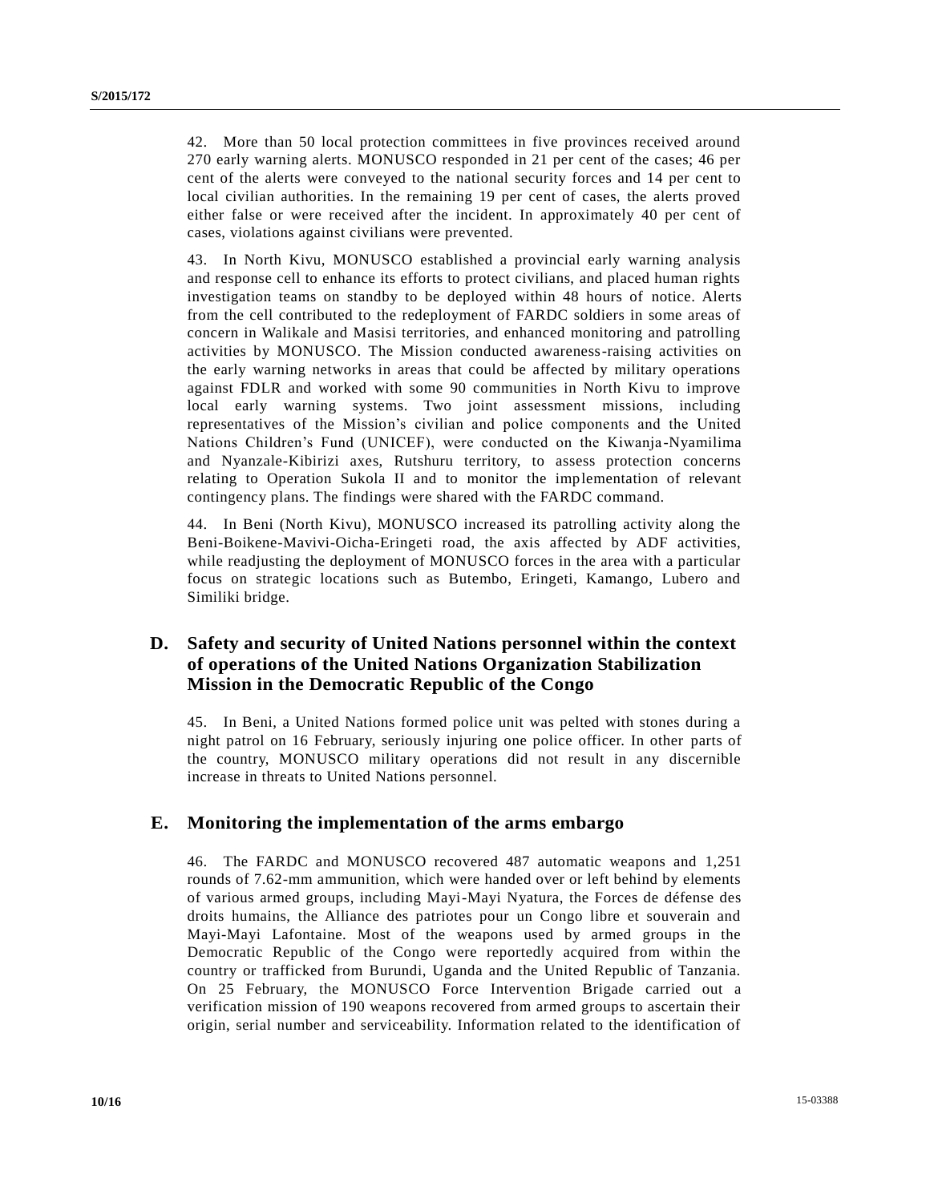42. More than 50 local protection committees in five provinces received around 270 early warning alerts. MONUSCO responded in 21 per cent of the cases; 46 per cent of the alerts were conveyed to the national security forces and 14 per cent to local civilian authorities. In the remaining 19 per cent of cases, the alerts proved either false or were received after the incident. In approximately 40 per cent of cases, violations against civilians were prevented.

43. In North Kivu, MONUSCO established a provincial early warning analysis and response cell to enhance its efforts to protect civilians, and placed human rights investigation teams on standby to be deployed within 48 hours of notice. Alerts from the cell contributed to the redeployment of FARDC soldiers in some areas of concern in Walikale and Masisi territories, and enhanced monitoring and patrolling activities by MONUSCO. The Mission conducted awareness-raising activities on the early warning networks in areas that could be affected by military operations against FDLR and worked with some 90 communities in North Kivu to improve local early warning systems. Two joint assessment missions, including representatives of the Mission's civilian and police components and the United Nations Children's Fund (UNICEF), were conducted on the Kiwanja-Nyamilima and Nyanzale-Kibirizi axes, Rutshuru territory, to assess protection concerns relating to Operation Sukola II and to monitor the implementation of relevant contingency plans. The findings were shared with the FARDC command.

44. In Beni (North Kivu), MONUSCO increased its patrolling activity along the Beni-Boikene-Mavivi-Oicha-Eringeti road, the axis affected by ADF activities, while readjusting the deployment of MONUSCO forces in the area with a particular focus on strategic locations such as Butembo, Eringeti, Kamango, Lubero and Similiki bridge.

## D. Safety and security of United Nations personnel within the context of operations of the United Nations Organization Stabilization Mission in the Democratic Republic of the Congo

45. In Beni, a United Nations formed police unit was pelted with stones during a night patrol on 16 February, seriously injuring one police officer. In other parts of the country, MONUSCO military operations did not result in any discernible increase in threats to United Nations personnel.

## E. Monitoring the implementation of the arms embargo

46. The FARDC and MONUSCO recovered 487 automatic weapons and 1,251 rounds of 7.62-mm ammunition, which were handed over or left behind by elements of various armed groups, including Mayi-Mayi Nyatura, the Forces de défense des droits humains, the Alliance des patriotes pour un Congo libre et souverain and Mayi-Mayi Lafontaine. Most of the weapons used by armed groups in the Democratic Republic of the Congo were reportedly acquired from within the country or trafficked from Burundi, Uganda and the United Republic of Tanzania. On 25 February, the MONUSCO Force Intervention Brigade carried out a verification mission of 190 weapons recovered from armed groups to ascertain their origin, serial number and serviceability. Information related to the identification of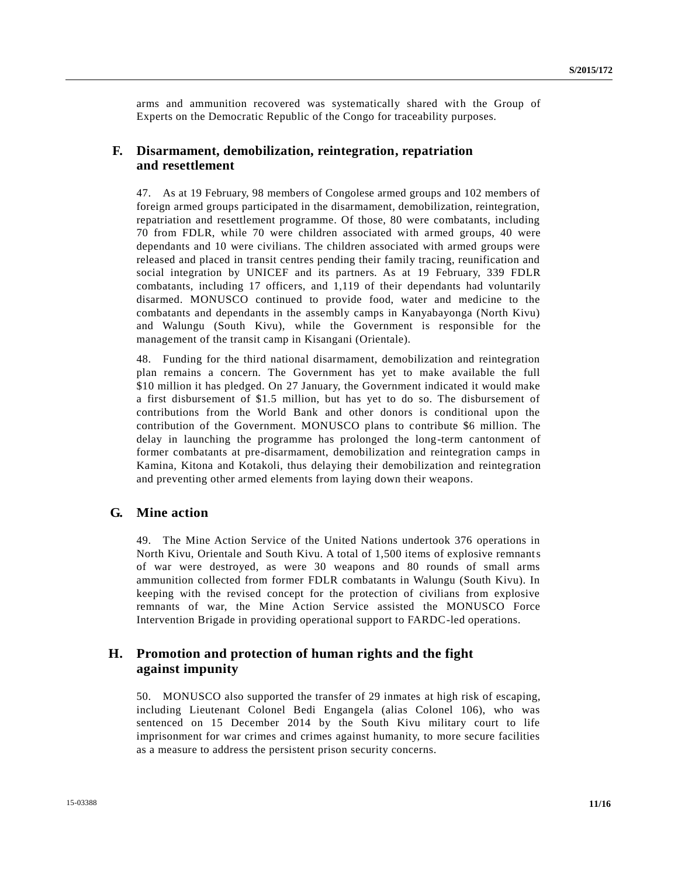arms and ammunition recovered was systematically shared with the Group of Experts on the Democratic Republic of the Congo for traceability purposes.

## F. Disarmament, demobilization, reintegration, repatriation and resettlement

47. As at 19 February, 98 members of Congolese armed groups and 102 members of foreign armed groups participated in the disarmament, demobilization, reintegration, repatriation and resettlement programme. Of those, 80 were combatants, including 70 from FDLR, while 70 were children associated with armed groups, 40 were dependants and 10 were civilians. The children associated with armed groups were released and placed in transit centres pending their family tracing, reunification and social integration by UNICEF and its partners. As at 19 February, 339 FDLR combatants, including 17 officers, and 1,119 of their dependants had voluntarily disarmed. MONUSCO continued to provide food, water and medicine to the combatants and dependants in the assembly camps in Kanyabayonga (North Kivu) and Walungu (South Kivu), while the Government is responsible for the management of the transit camp in Kisangani (Orientale).

48. Funding for the third national disarmament, demobilization and reintegration plan remains a concern. The Government has yet to make available the full $10 million it has pledged. On 27 January, the Government indicated it would make a first disbursement of $1.5 million, but has yet to do so. The disbursement of contributions from the World Bank and other donors is conditional upon the contribution of the Government. MONUSCO plans to contribute $6 million. The delay in launching the programme has prolonged the long-term cantonment of former combatants at pre-disarmament, demobilization and reintegration camps in Kamina, Kitona and Kotakoli, thus delaying their demobilization and reintegration and preventing other armed elements from laying down their weapons.

## G. Mine action

49. The Mine Action Service of the United Nations undertook 376 operations in North Kivu, Orientale and South Kivu. A total of 1,500 items of explosive remnants of war were destroyed, as were 30 weapons and 80 rounds of small arms ammunition collected from former FDLR combatants in Walungu (South Kivu). In keeping with the revised concept for the protection of civilians from explosive remnants of war, the Mine Action Service assisted the MONUSCO Force Intervention Brigade in providing operational support to FARDC-led operations.

## H. Promotion and protection of human rights and the fight against impunity

50. MONUSCO also supported the transfer of 29 inmates at high risk of escaping, including Lieutenant Colonel Bedi Engangela (alias Colonel 106), who was sentenced on 15 December 2014 by the South Kivu military court to life imprisonment for war crimes and crimes against humanity, to more secure facilities as a measure to address the persistent prison security concerns.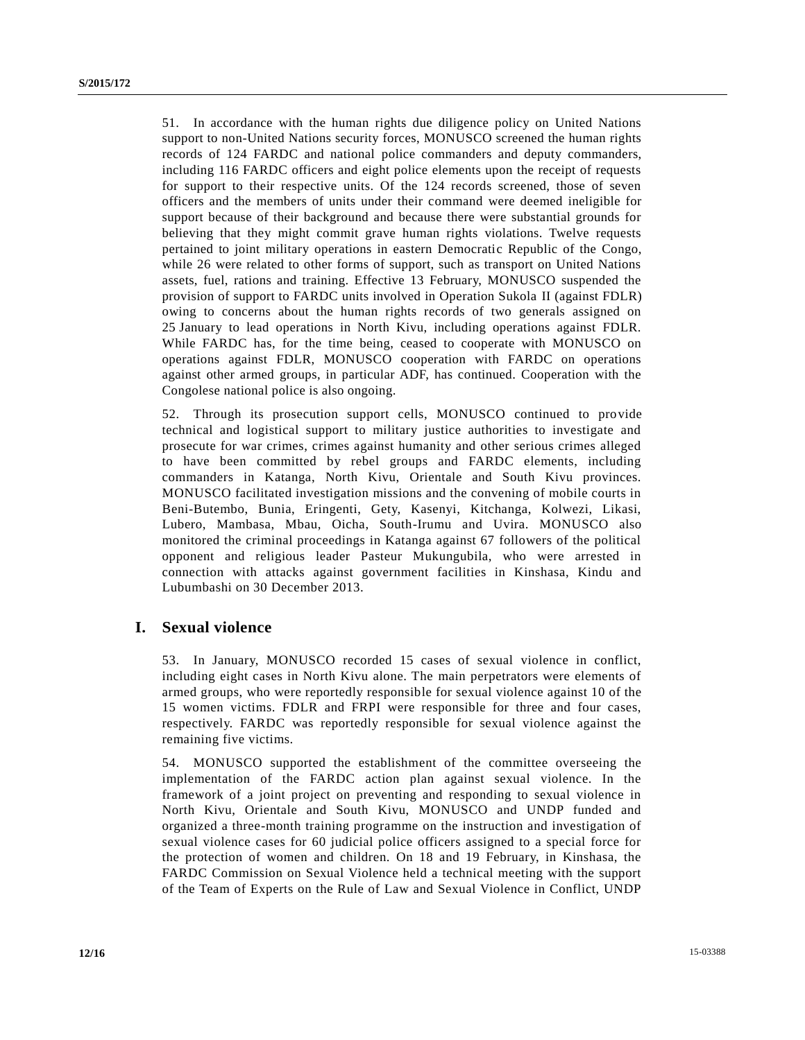51. In accordance with the human rights due diligence policy on United Nations support to non-United Nations security forces, MONUSCO screened the human rights records of 124 FARDC and national police commanders and deputy commanders, including 116 FARDC officers and eight police elements upon the receipt of requests for support to their respective units. Of the 124 records screened, those of seven officers and the members of units under their command were deemed ineligible for support because of their background and because there were substantial grounds for believing that they might commit grave human rights violations. Twelve requests pertained to joint military operations in eastern Democratic Republic of the Congo, while 26 were related to other forms of support, such as transport on United Nations assets, fuel, rations and training. Effective 13 February, MONUSCO suspended the provision of support to FARDC units involved in Operation Sukola II (against FDLR) owing to concerns about the human rights records of two generals assigned on 25 January to lead operations in North Kivu, including operations against FDLR. While FARDC has, for the time being, ceased to cooperate with MONUSCO on operations against FDLR, MONUSCO cooperation with FARDC on operations against other armed groups, in particular ADF, has continued. Cooperation with the Congolese national police is also ongoing.

52. Through its prosecution support cells, MONUSCO continued to provide technical and logistical support to military justice authorities to investigate and prosecute for war crimes, crimes against humanity and other serious crimes alleged to have been committed by rebel groups and FARDC elements, including commanders in Katanga, North Kivu, Orientale and South Kivu provinces. MONUSCO facilitated investigation missions and the convening of mobile courts in Beni-Butembo, Bunia, Eringenti, Gety, Kasenyi, Kitchanga, Kolwezi, Likasi, Lubero, Mambasa, Mbau, Oicha, South-Irumu and Uvira. MONUSCO also monitored the criminal proceedings in Katanga against 67 followers of the political opponent and religious leader Pasteur Mukungubila, who were arrested in connection with attacks against government facilities in Kinshasa, Kindu and Lubumbashi on 30 December 2013.

## I. Sexual violence

53. In January, MONUSCO recorded 15 cases of sexual violence in conflict, including eight cases in North Kivu alone. The main perpetrators were elements of armed groups, who were reportedly responsible for sexual violence against 10 of the 15 women victims. FDLR and FRPI were responsible for three and four cases, respectively. FARDC was reportedly responsible for sexual violence against the remaining five victims.

54. MONUSCO supported the establishment of the committee overseeing the implementation of the FARDC action plan against sexual violence. In the framework of a joint project on preventing and responding to sexual violence in North Kivu, Orientale and South Kivu, MONUSCO and UNDP funded and organized a three-month training programme on the instruction and investigation of sexual violence cases for 60 judicial police officers assigned to a special force for the protection of women and children. On 18 and 19 February, in Kinshasa, the FARDC Commission on Sexual Violence held a technical meeting with the support of the Team of Experts on the Rule of Law and Sexual Violence in Conflict, UNDP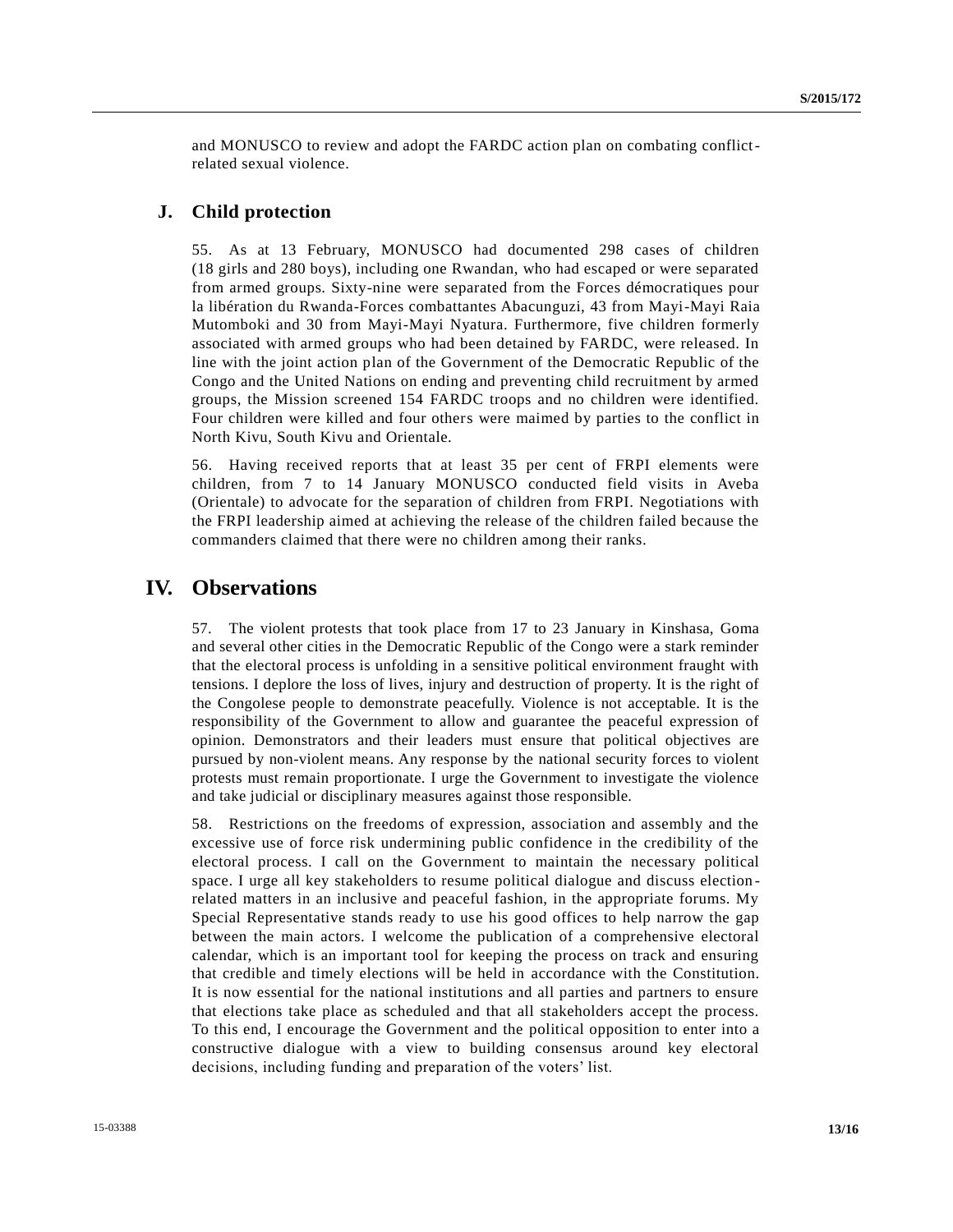and MONUSCO to review and adopt the FARDC action plan on combating conflict-related sexual violence.

## J. Child protection

55. As at 13 February, MONUSCO had documented 298 cases of children (18 girls and 280 boys), including one Rwandan, who had escaped or were separated from armed groups. Sixty-nine were separated from the Forces démocratiques pour la libération du Rwanda-Forces combattantes Abacunguzi, 43 from Mayi-Mayi Raia Mutomboki and 30 from Mayi-Mayi Nyatura. Furthermore, five children formerly associated with armed groups who had been detained by FARDC, were released. In line with the joint action plan of the Government of the Democratic Republic of the Congo and the United Nations on ending and preventing child recruitment by armed groups, the Mission screened 154 FARDC troops and no children were identified. Four children were killed and four others were maimed by parties to the conflict in North Kivu, South Kivu and Orientale.

56. Having received reports that at least 35 per cent of FRPI elements were children, from 7 to 14 January MONUSCO conducted field visits in Aveba (Orientale) to advocate for the separation of children from FRPI. Negotiations with the FRPI leadership aimed at achieving the release of the children failed because the commanders claimed that there were no children among their ranks.

# IV. Observations

57. The violent protests that took place from 17 to 23 January in Kinshasa, Goma and several other cities in the Democratic Republic of the Congo were a stark reminder that the electoral process is unfolding in a sensitive political environment fraught with tensions. I deplore the loss of lives, injury and destruction of property. It is the right of the Congolese people to demonstrate peacefully. Violence is not acceptable. It is the responsibility of the Government to allow and guarantee the peaceful expression of opinion. Demonstrators and their leaders must ensure that political objectives are pursued by non-violent means. Any response by the national security forces to violent protests must remain proportionate. I urge the Government to investigate the violence and take judicial or disciplinary measures against those responsible.

58. Restrictions on the freedoms of expression, association and assembly and the excessive use of force risk undermining public confidence in the credibility of the electoral process. I call on the Government to maintain the necessary political space. I urge all key stakeholders to resume political dialogue and discuss election-related matters in an inclusive and peaceful fashion, in the appropriate forums. My Special Representative stands ready to use his good offices to help narrow the gap between the main actors. I welcome the publication of a comprehensive electoral calendar, which is an important tool for keeping the process on track and ensuring that credible and timely elections will be held in accordance with the Constitution. It is now essential for the national institutions and all parties and partners to ensure that elections take place as scheduled and that all stakeholders accept the process. To this end, I encourage the Government and the political opposition to enter into a constructive dialogue with a view to building consensus around key electoral decisions, including funding and preparation of the voters' list.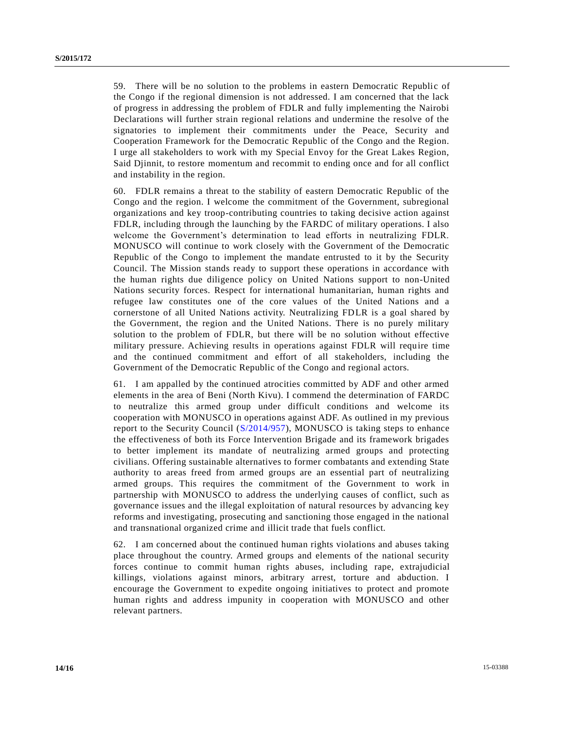59. There will be no solution to the problems in eastern Democratic Republic of the Congo if the regional dimension is not addressed. I am concerned that the lack of progress in addressing the problem of FDLR and fully implementing the Nairobi Declarations will further strain regional relations and undermine the resolve of the signatories to implement their commitments under the Peace, Security and Cooperation Framework for the Democratic Republic of the Congo and the Region. I urge all stakeholders to work with my Special Envoy for the Great Lakes Region, Said Djinnit, to restore momentum and recommit to ending once and for all conflict and instability in the region.

60. FDLR remains a threat to the stability of eastern Democratic Republic of the Congo and the region. I welcome the commitment of the Government, subregional organizations and key troop-contributing countries to taking decisive action against FDLR, including through the launching by the FARDC of military operations. I also welcome the Government's determination to lead efforts in neutralizing FDLR. MONUSCO will continue to work closely with the Government of the Democratic Republic of the Congo to implement the mandate entrusted to it by the Security Council. The Mission stands ready to support these operations in accordance with the human rights due diligence policy on United Nations support to non-United Nations security forces. Respect for international humanitarian, human rights and refugee law constitutes one of the core values of the United Nations and a cornerstone of all United Nations activity. Neutralizing FDLR is a goal shared by the Government, the region and the United Nations. There is no purely military solution to the problem of FDLR, but there will be no solution without effective military pressure. Achieving results in operations against FDLR will require time and the continued commitment and effort of all stakeholders, including the Government of the Democratic Republic of the Congo and regional actors.

61. I am appalled by the continued atrocities committed by ADF and other armed elements in the area of Beni (North Kivu). I commend the determination of FARDC to neutralize this armed group under difficult conditions and welcome its cooperation with MONUSCO in operations against ADF. As outlined in my previous report to the Security Council (S/2014/957), MONUSCO is taking steps to enhance the effectiveness of both its Force Intervention Brigade and its framework brigades to better implement its mandate of neutralizing armed groups and protecting civilians. Offering sustainable alternatives to former combatants and extending State authority to areas freed from armed groups are an essential part of neutralizing armed groups. This requires the commitment of the Government to work in partnership with MONUSCO to address the underlying causes of conflict, such as governance issues and the illegal exploitation of natural resources by advancing key reforms and investigating, prosecuting and sanctioning those engaged in the national and transnational organized crime and illicit trade that fuels conflict.

62. I am concerned about the continued human rights violations and abuses taking place throughout the country. Armed groups and elements of the national security forces continue to commit human rights abuses, including rape, extrajudicial killings, violations against minors, arbitrary arrest, torture and abduction. I encourage the Government to expedite ongoing initiatives to protect and promote human rights and address impunity in cooperation with MONUSCO and other relevant partners.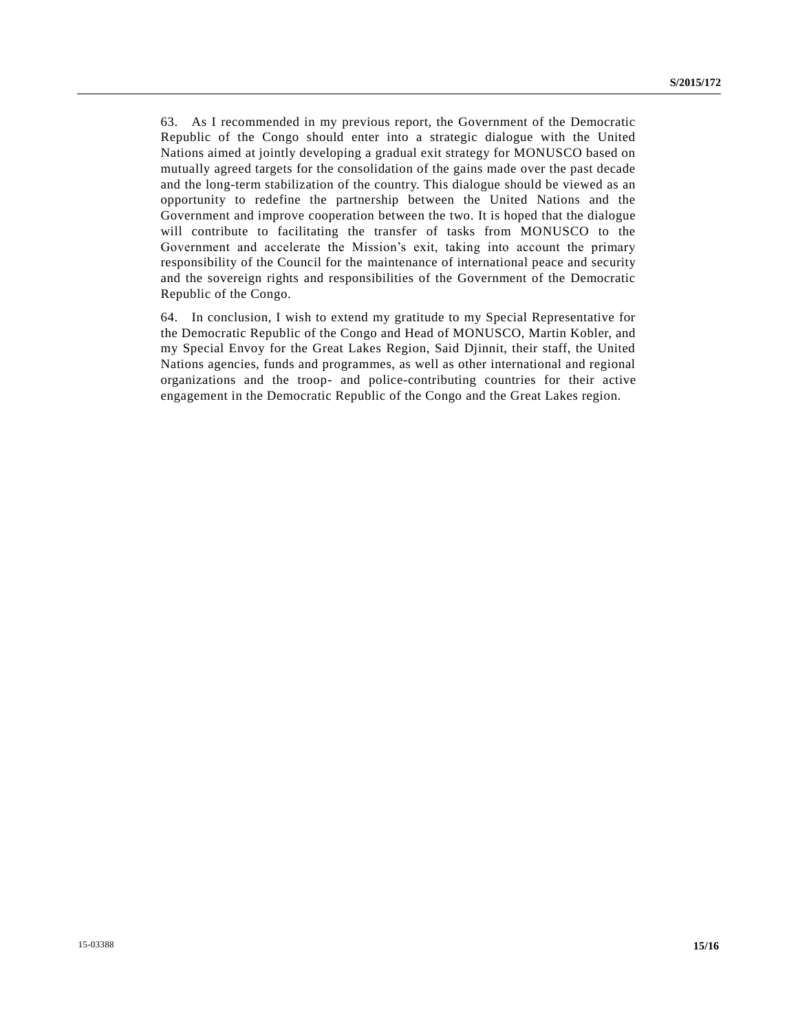63. As I recommended in my previous report, the Government of the Democratic Republic of the Congo should enter into a strategic dialogue with the United Nations aimed at jointly developing a gradual exit strategy for MONUSCO based on mutually agreed targets for the consolidation of the gains made over the past decade and the long-term stabilization of the country. This dialogue should be viewed as an opportunity to redefine the partnership between the United Nations and the Government and improve cooperation between the two. It is hoped that the dialogue will contribute to facilitating the transfer of tasks from MONUSCO to the Government and accelerate the Mission's exit, taking into account the primary responsibility of the Council for the maintenance of international peace and security and the sovereign rights and responsibilities of the Government of the Democratic Republic of the Congo.

64. In conclusion, I wish to extend my gratitude to my Special Representative for the Democratic Republic of the Congo and Head of MONUSCO, Martin Kobler, and my Special Envoy for the Great Lakes Region, Said Djinnit, their staff, the United Nations agencies, funds and programmes, as well as other international and regional organizations and the troop- and police-contributing countries for their active engagement in the Democratic Republic of the Congo and the Great Lakes region.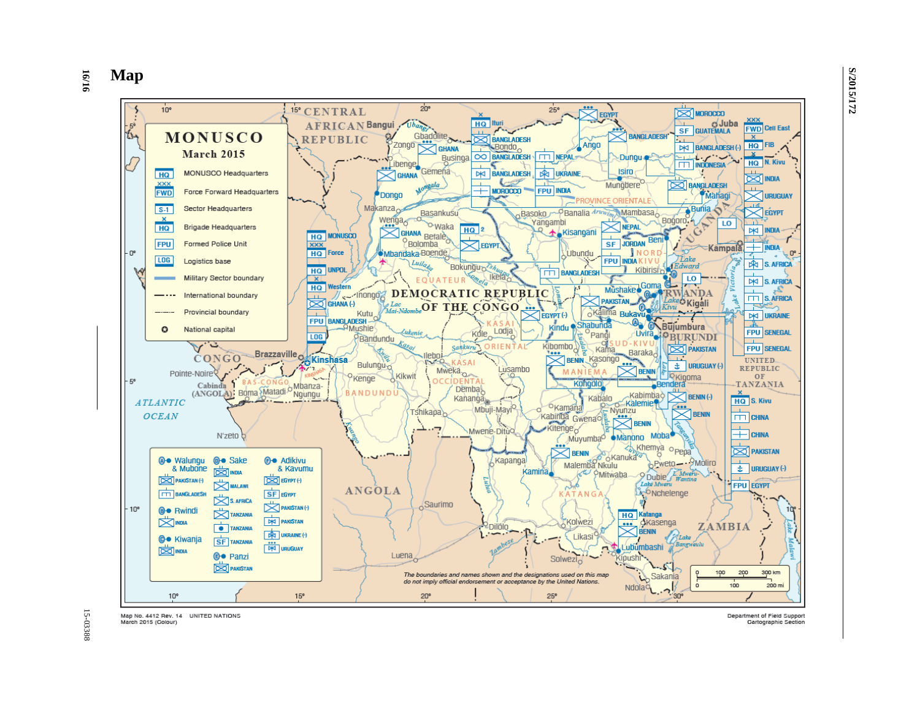# Map

MONUSCO
March 2015

HQ MONUSCO Headquarters
FWD Force Forward Headquarters
S-1 Sector Headquarters
HQ Brigade Headquarters
FPU Formed Police Unit
LOG Logistics base
Military Sector boundary
International boundary
Provincial boundary
National capital

The boundaries and names shown and the designations used on this map do not imply official endorsement or acceptance by the United Nations.

Map No. 4412 Rev. 14 UNITED NATIONS
March 2015 (Colour)

Department of Field Support
Cartographic Section